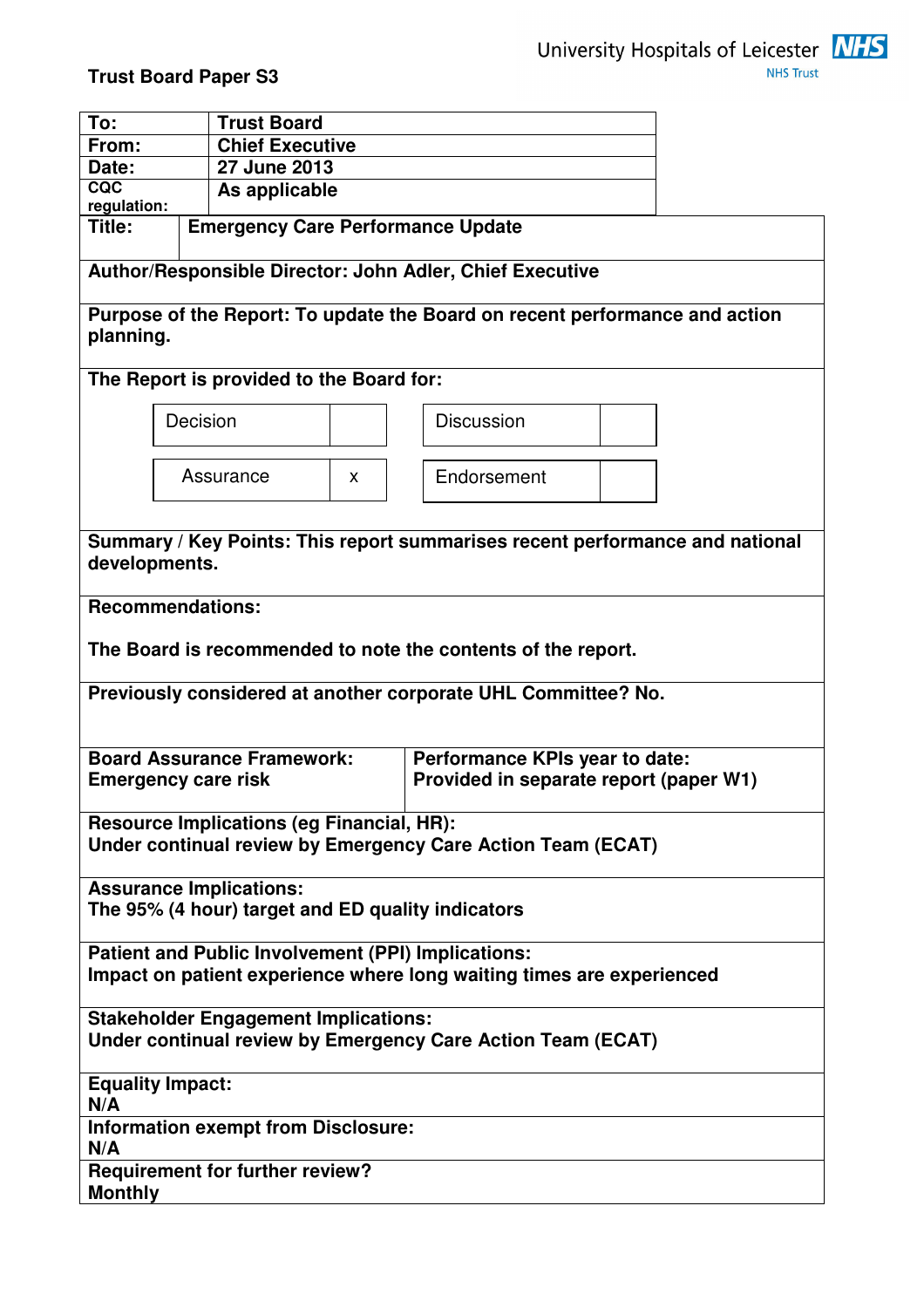University Hospitals of Leicester NHS Trust

**Trust Board Paper S3**

| | |
|---|---|
| **To:** | **Trust Board** |
| **From:** | **Chief Executive** |
| **Date:** | **27 June 2013** |
| **CQC regulation:** | **As applicable** |
| **Title:** | **Emergency Care Performance Update** |

**Author/Responsible Director: John Adler, Chief Executive**

**Purpose of the Report: To update the Board on recent performance and action planning.**

**The Report is provided to the Board for:**

| | | | |
|---|---|---|---|
| Decision | | Discussion | |
| Assurance | x | Endorsement | |

**Summary / Key Points: This report summarises recent performance and national developments.**

**Recommendations:**

**The Board is recommended to note the contents of the report.**

**Previously considered at another corporate UHL Committee? No.**

| | |
|---|---|
| **Board Assurance Framework: Emergency care risk** | **Performance KPIs year to date: Provided in separate report (paper W1)** |

**Resource Implications (eg Financial, HR):**
**Under continual review by Emergency Care Action Team (ECAT)**

**Assurance Implications:**
**The 95% (4 hour) target and ED quality indicators**

**Patient and Public Involvement (PPI) Implications:**
**Impact on patient experience where long waiting times are experienced**

**Stakeholder Engagement Implications:**
**Under continual review by Emergency Care Action Team (ECAT)**

**Equality Impact:**
**N/A**

**Information exempt from Disclosure:**
**N/A**

**Requirement for further review?**
**Monthly**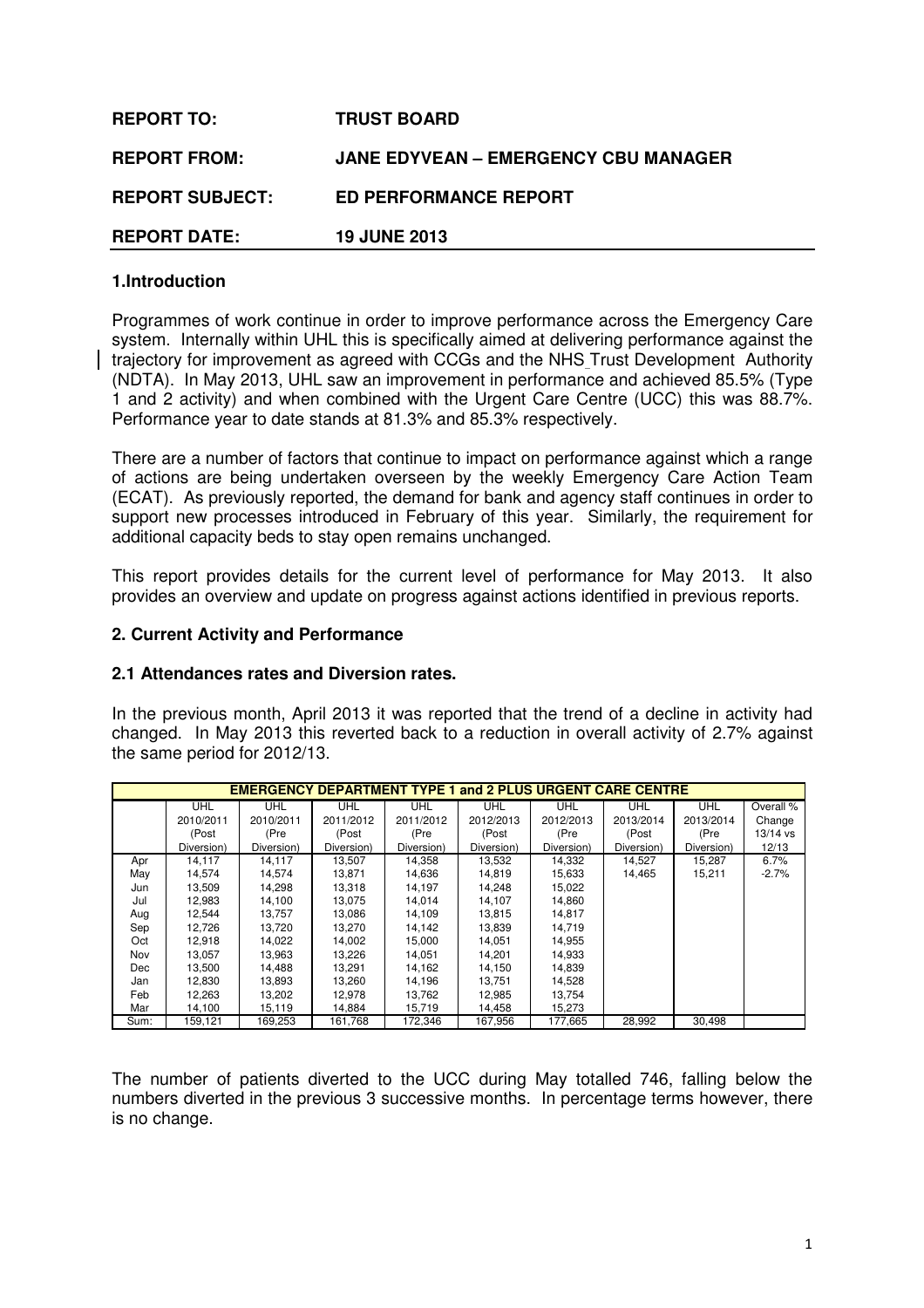| **REPORT TO:** | **TRUST BOARD** |
|---|---|
| **REPORT FROM:** | **JANE EDYVEAN – EMERGENCY CBU MANAGER** |
| **REPORT SUBJECT:** | **ED PERFORMANCE REPORT** |
| **REPORT DATE:** | **19 JUNE 2013** |

## 1.Introduction

Programmes of work continue in order to improve performance across the Emergency Care system. Internally within UHL this is specifically aimed at delivering performance against the trajectory for improvement as agreed with CCGs and the NHS Trust Development Authority (NDTA). In May 2013, UHL saw an improvement in performance and achieved 85.5% (Type 1 and 2 activity) and when combined with the Urgent Care Centre (UCC) this was 88.7%. Performance year to date stands at 81.3% and 85.3% respectively.

There are a number of factors that continue to impact on performance against which a range of actions are being undertaken overseen by the weekly Emergency Care Action Team (ECAT). As previously reported, the demand for bank and agency staff continues in order to support new processes introduced in February of this year. Similarly, the requirement for additional capacity beds to stay open remains unchanged.

This report provides details for the current level of performance for May 2013. It also provides an overview and update on progress against actions identified in previous reports.

## 2. Current Activity and Performance

### 2.1 Attendances rates and Diversion rates.

In the previous month, April 2013 it was reported that the trend of a decline in activity had changed. In May 2013 this reverted back to a reduction in overall activity of 2.7% against the same period for 2012/13.

| **EMERGENCY DEPARTMENT TYPE 1 and 2 PLUS URGENT CARE CENTRE** | | | | | | | | | |
|---|---|---|---|---|---|---|---|---|---|
| | UHL 2010/2011 (Post Diversion) | UHL 2010/2011 (Pre Diversion) | UHL 2011/2012 (Post Diversion) | UHL 2011/2012 (Pre Diversion) | UHL 2012/2013 (Post Diversion) | UHL 2012/2013 (Pre Diversion) | UHL 2013/2014 (Post Diversion) | UHL 2013/2014 (Pre Diversion) | Overall % Change 13/14 vs 12/13 |
| Apr | 14,117 | 14,117 | 13,507 | 14,358 | 13,532 | 14,332 | 14,527 | 15,287 | 6.7% |
| May | 14,574 | 14,574 | 13,871 | 14,636 | 14,819 | 15,633 | 14,465 | 15,211 | -2.7% |
| Jun | 13,509 | 14,298 | 13,318 | 14,197 | 14,248 | 15,022 | | | |
| Jul | 12,983 | 14,100 | 13,075 | 14,014 | 14,107 | 14,860 | | | |
| Aug | 12,544 | 13,757 | 13,086 | 14,109 | 13,815 | 14,817 | | | |
| Sep | 12,726 | 13,720 | 13,270 | 14,142 | 13,839 | 14,719 | | | |
| Oct | 12,918 | 14,022 | 14,002 | 15,000 | 14,051 | 14,955 | | | |
| Nov | 13,057 | 13,963 | 13,226 | 14,051 | 14,201 | 14,933 | | | |
| Dec | 13,500 | 14,488 | 13,291 | 14,162 | 14,150 | 14,839 | | | |
| Jan | 12,830 | 13,893 | 13,260 | 14,196 | 13,751 | 14,528 | | | |
| Feb | 12,263 | 13,202 | 12,978 | 13,762 | 12,985 | 13,754 | | | |
| Mar | 14,100 | 15,119 | 14,884 | 15,719 | 14,458 | 15,273 | | | |
| Sum: | 159,121 | 169,253 | 161,768 | 172,346 | 167,956 | 177,665 | 28,992 | 30,498 | |

The number of patients diverted to the UCC during May totalled 746, falling below the numbers diverted in the previous 3 successive months. In percentage terms however, there is no change.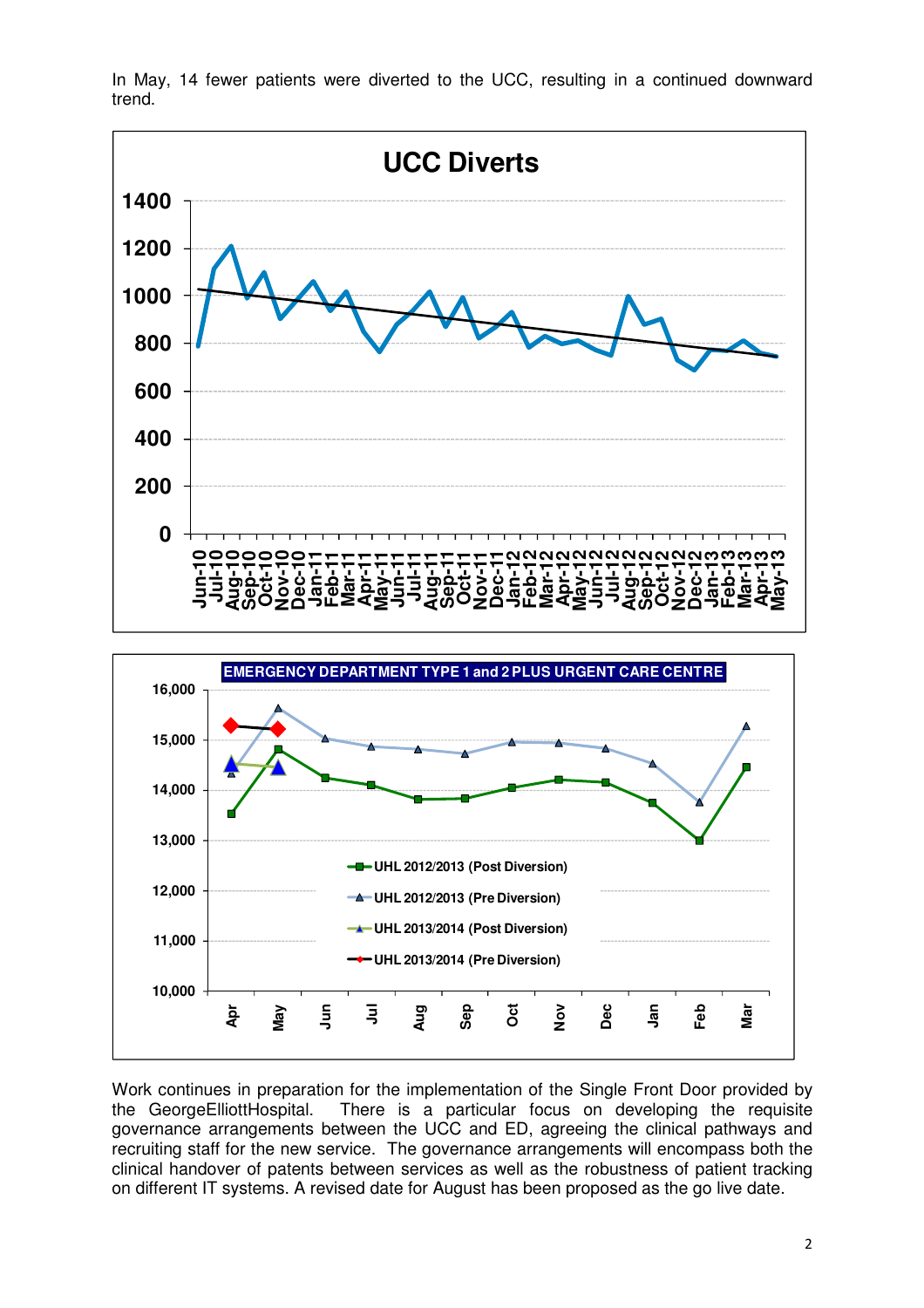In May, 14 fewer patients were diverted to the UCC, resulting in a continued downward trend.

Work continues in preparation for the implementation of the Single Front Door provided by the GeorgeElliottHospital. There is a particular focus on developing the requisite governance arrangements between the UCC and ED, agreeing the clinical pathways and recruiting staff for the new service. The governance arrangements will encompass both the clinical handover of patents between services as well as the robustness of patient tracking on different IT systems. A revised date for August has been proposed as the go live date.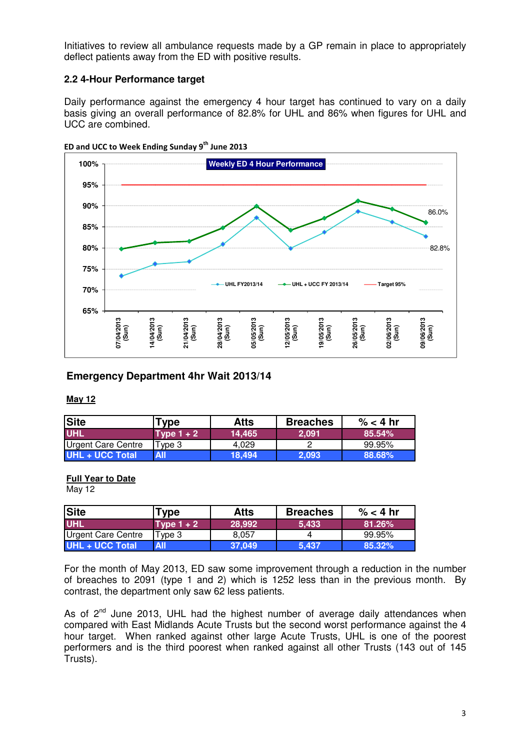Initiatives to review all ambulance requests made by a GP remain in place to appropriately deflect patients away from the ED with positive results.

### 2.2 4-Hour Performance target

Daily performance against the emergency 4 hour target has continued to vary on a daily basis giving an overall performance of 82.8% for UHL and 86% when figures for UHL and UCC are combined.

**ED and UCC to Week Ending Sunday 9th June 2013**

**Weekly ED 4 Hour Performance**

| Week ending | UHL FY2013/14 | UHL + UCC FY 2013/14 | Target 95% |
|---|---|---|---|
| 07/04/2013 (Sun) | | | |
| 14/04/2013 (Sun) | | | |
| 21/04/2013 (Sun) | | | |
| 28/04/2013 (Sun) | | | |
| 05/05/2013 (Sun) | | | |
| 12/05/2013 (Sun) | | | |
| 19/05/2013 (Sun) | | | |
| 26/05/2013 (Sun) | | | |
| 02/06/2013 (Sun) | | | |
| 09/06/2013 (Sun) | 82.8% | 86.0% | |

## Emergency Department 4hr Wait 2013/14

**May 12**

| Site | Type | Atts | Breaches | % < 4 hr |
|---|---|---|---|---|
| UHL | Type 1 + 2 | 14,465 | 2,091 | 85.54% |
| Urgent Care Centre | Type 3 | 4,029 | 2 | 99.95% |
| UHL + UCC Total | All | 18,494 | 2,093 | 88.68% |

**Full Year to Date**
May 12

| Site | Type | Atts | Breaches | % < 4 hr |
|---|---|---|---|---|
| UHL | Type 1 + 2 | 28,992 | 5,433 | 81.26% |
| Urgent Care Centre | Type 3 | 8,057 | 4 | 99.95% |
| UHL + UCC Total | All | 37,049 | 5,437 | 85.32% |

For the month of May 2013, ED saw some improvement through a reduction in the number of breaches to 2091 (type 1 and 2) which is 1252 less than in the previous month. By contrast, the department only saw 62 less patients.

As of 2nd June 2013, UHL had the highest number of average daily attendances when compared with East Midlands Acute Trusts but the second worst performance against the 4 hour target. When ranked against other large Acute Trusts, UHL is one of the poorest performers and is the third poorest when ranked against all other Trusts (143 out of 145 Trusts).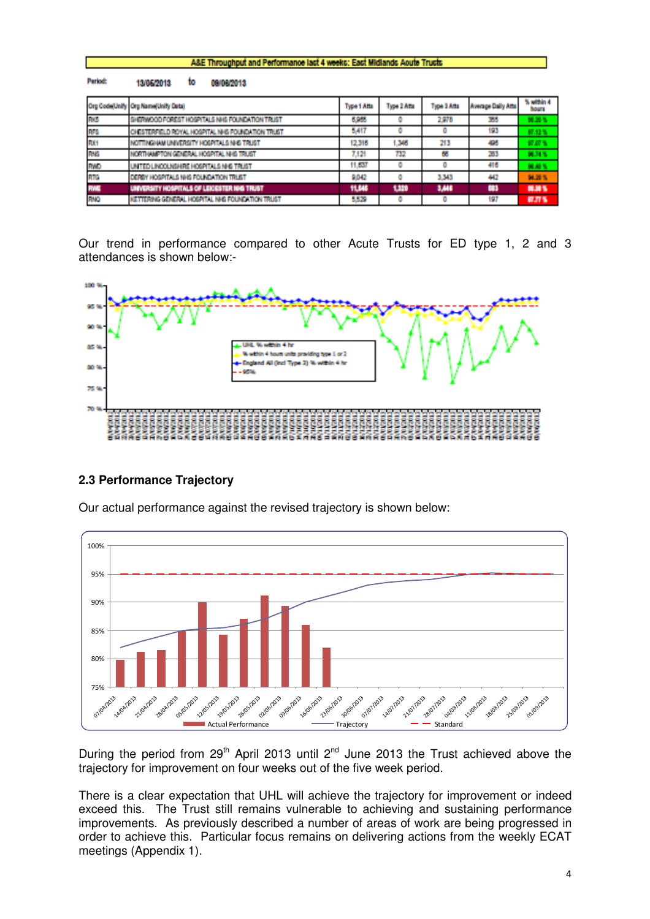| A&E Throughput and Performance last 4 weeks: East Midlands Acute Trusts | | | | | | |
|---|---|---|---|---|---|---|
| Period: 13/05/2013 to 09/06/2013 | | | | | | |
| Org Code(Unify | Org Name(Unify Data) | Type 1 Atts | Type 2 Atts | Type 3 Atts | Average Daily Atts | % within 4 hours |
| RK5 | SHERWOOD FOREST HOSPITALS NHS FOUNDATION TRUST | 6,965 | 0 | 2,978 | 355 | 98.39 % |
| RFS | CHESTERFIELD ROYAL HOSPITAL NHS FOUNDATION TRUST | 5,417 | 0 | 0 | 193 | 97.12 % |
| RX1 | NOTTINGHAM UNIVERSITY HOSPITALS NHS TRUST | 12,316 | 1,346 | 213 | 496 | 97.07 % |
| RNS | NORTHAMPTON GENERAL HOSPITAL NHS TRUST | 7,121 | 732 | 66 | 283 | 96.74 % |
| RWD | UNITED LINCOLNSHIRE HOSPITALS NHS TRUST | 11,637 | 0 | 0 | 416 | 96.40 % |
| RTG | DERBY HOSPITALS NHS FOUNDATION TRUST | 9,042 | 0 | 3,343 | 442 | 94.20 % |
| RWE | UNIVERSITY HOSPITALS OF LEICESTER NHS TRUST | 11,546 | 1,320 | 3,446 | 583 | 88.30 % |
| RNQ | KETTERING GENERAL HOSPITAL NHS FOUNDATION TRUST | 5,529 | 0 | 0 | 197 | 87.77 % |

Our trend in performance compared to other Acute Trusts for ED type 1, 2 and 3 attendances is shown below:-

## 2.3 Performance Trajectory

Our actual performance against the revised trajectory is shown below:

During the period from 29th April 2013 until 2nd June 2013 the Trust achieved above the trajectory for improvement on four weeks out of the five week period.

There is a clear expectation that UHL will achieve the trajectory for improvement or indeed exceed this. The Trust still remains vulnerable to achieving and sustaining performance improvements. As previously described a number of areas of work are being progressed in order to achieve this. Particular focus remains on delivering actions from the weekly ECAT meetings (Appendix 1).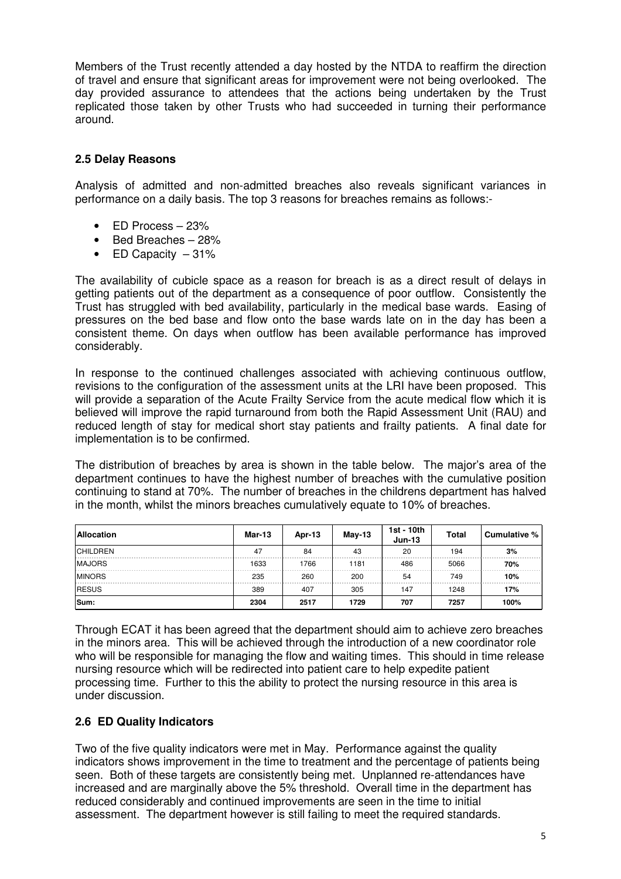Members of the Trust recently attended a day hosted by the NTDA to reaffirm the direction of travel and ensure that significant areas for improvement were not being overlooked. The day provided assurance to attendees that the actions being undertaken by the Trust replicated those taken by other Trusts who had succeeded in turning their performance around.

## 2.5 Delay Reasons

Analysis of admitted and non-admitted breaches also reveals significant variances in performance on a daily basis. The top 3 reasons for breaches remains as follows:-

- ED Process – 23%
- Bed Breaches – 28%
- ED Capacity – 31%

The availability of cubicle space as a reason for breach is as a direct result of delays in getting patients out of the department as a consequence of poor outflow. Consistently the Trust has struggled with bed availability, particularly in the medical base wards. Easing of pressures on the bed base and flow onto the base wards late on in the day has been a consistent theme. On days when outflow has been available performance has improved considerably.

In response to the continued challenges associated with achieving continuous outflow, revisions to the configuration of the assessment units at the LRI have been proposed. This will provide a separation of the Acute Frailty Service from the acute medical flow which it is believed will improve the rapid turnaround from both the Rapid Assessment Unit (RAU) and reduced length of stay for medical short stay patients and frailty patients. A final date for implementation is to be confirmed.

The distribution of breaches by area is shown in the table below. The major's area of the department continues to have the highest number of breaches with the cumulative position continuing to stand at 70%. The number of breaches in the childrens department has halved in the month, whilst the minors breaches cumulatively equate to 10% of breaches.

| Allocation | Mar-13 | Apr-13 | May-13 | 1st - 10th Jun-13 | Total | Cumulative % |
|---|---|---|---|---|---|---|
| CHILDREN | 47 | 84 | 43 | 20 | 194 | **3%** |
| MAJORS | 1633 | 1766 | 1181 | 486 | 5066 | **70%** |
| MINORS | 235 | 260 | 200 | 54 | 749 | **10%** |
| RESUS | 389 | 407 | 305 | 147 | 1248 | **17%** |
| **Sum:** | **2304** | **2517** | **1729** | **707** | **7257** | **100%** |

Through ECAT it has been agreed that the department should aim to achieve zero breaches in the minors area. This will be achieved through the introduction of a new coordinator role who will be responsible for managing the flow and waiting times. This should in time release nursing resource which will be redirected into patient care to help expedite patient processing time. Further to this the ability to protect the nursing resource in this area is under discussion.

## 2.6 ED Quality Indicators

Two of the five quality indicators were met in May. Performance against the quality indicators shows improvement in the time to treatment and the percentage of patients being seen. Both of these targets are consistently being met. Unplanned re-attendances have increased and are marginally above the 5% threshold. Overall time in the department has reduced considerably and continued improvements are seen in the time to initial assessment. The department however is still failing to meet the required standards.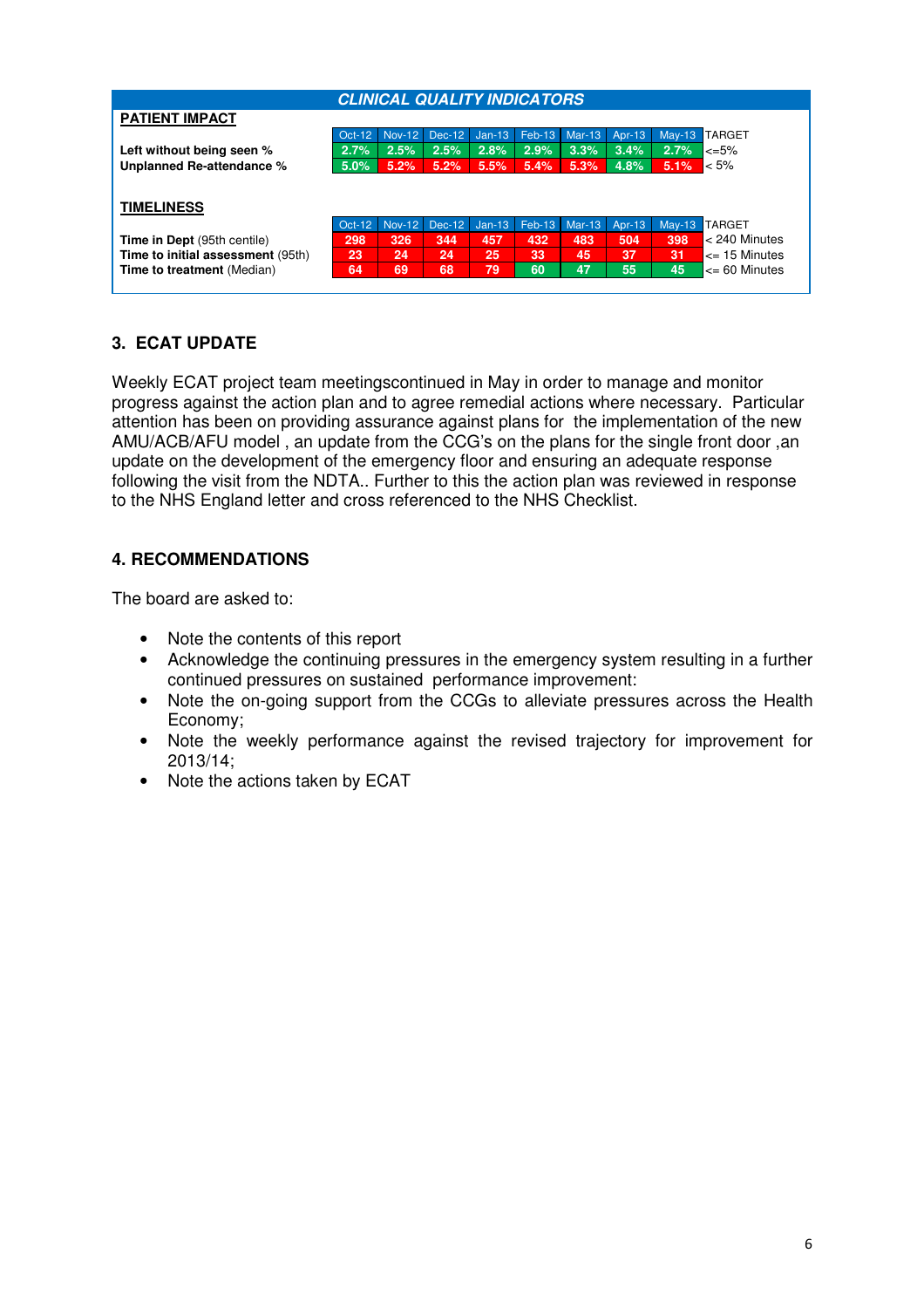**CLINICAL QUALITY INDICATORS**

**PATIENT IMPACT**

| | Oct-12 | Nov-12 | Dec-12 | Jan-13 | Feb-13 | Mar-13 | Apr-13 | May-13 | TARGET |
|---|---|---|---|---|---|---|---|---|---|
| **Left without being seen %** | 2.7% | 2.5% | 2.5% | 2.8% | 2.9% | 3.3% | 3.4% | 2.7% | <=5% |
| **Unplanned Re-attendance %** | 5.0% | 5.2% | 5.2% | 5.5% | 5.4% | 5.3% | 4.8% | 5.1% | < 5% |

**TIMELINESS**

| | Oct-12 | Nov-12 | Dec-12 | Jan-13 | Feb-13 | Mar-13 | Apr-13 | May-13 | TARGET |
|---|---|---|---|---|---|---|---|---|---|
| **Time in Dept** (95th centile) | 298 | 326 | 344 | 457 | 432 | 483 | 504 | 398 | < 240 Minutes |
| **Time to initial assessment** (95th) | 23 | 24 | 24 | 25 | 33 | 45 | 37 | 31 | <= 15 Minutes |
| **Time to treatment** (Median) | 64 | 69 | 68 | 79 | 60 | 47 | 55 | 45 | <= 60 Minutes |

## 3. ECAT UPDATE

Weekly ECAT project team meetingscontinued in May in order to manage and monitor progress against the action plan and to agree remedial actions where necessary. Particular attention has been on providing assurance against plans for the implementation of the new AMU/ACB/AFU model , an update from the CCG's on the plans for the single front door ,an update on the development of the emergency floor and ensuring an adequate response following the visit from the NDTA.. Further to this the action plan was reviewed in response to the NHS England letter and cross referenced to the NHS Checklist.

## 4. RECOMMENDATIONS

The board are asked to:

- Note the contents of this report
- Acknowledge the continuing pressures in the emergency system resulting in a further continued pressures on sustained performance improvement:
- Note the on-going support from the CCGs to alleviate pressures across the Health Economy;
- Note the weekly performance against the revised trajectory for improvement for 2013/14;
- Note the actions taken by ECAT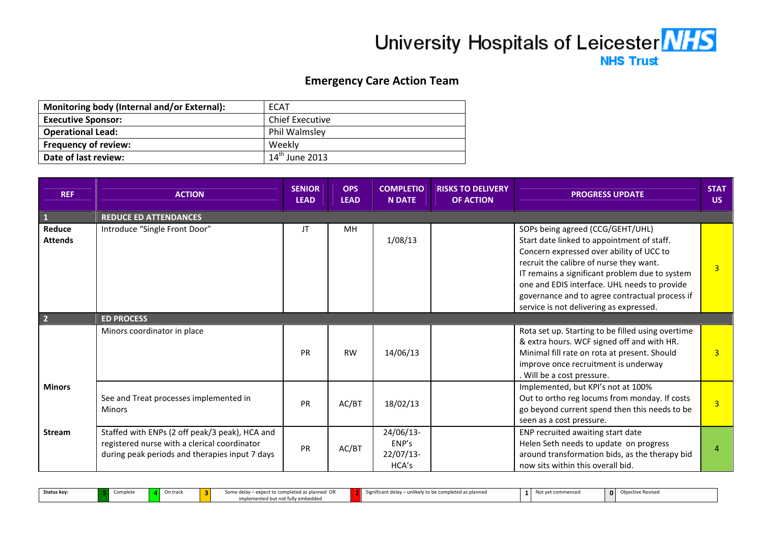# University Hospitals of Leicester NHS Trust

## Emergency Care Action Team

| Monitoring body (Internal and/or External): | ECAT |
|---|---|
| **Executive Sponsor:** | Chief Executive |
| **Operational Lead:** | Phil Walmsley |
| **Frequency of review:** | Weekly |
| **Date of last review:** | 14th June 2013 |

| REF | ACTION | SENIOR LEAD | OPS LEAD | COMPLETION DATE | RISKS TO DELIVERY OF ACTION | PROGRESS UPDATE | STATUS |
|---|---|---|---|---|---|---|---|
| **1** | **REDUCE ED ATTENDANCES** | | | | | | |
| **Reduce Attends** | Introduce "Single Front Door" | JT | MH | 1/08/13 | | SOPs being agreed (CCG/GEHT/UHL) Start date linked to appointment of staff. Concern expressed over ability of UCC to recruit the calibre of nurse they want. IT remains a significant problem due to system one and EDIS interface. UHL needs to provide governance and to agree contractual process if service is not delivering as expressed. | 3 |
| **2** | **ED PROCESS** | | | | | | |
| **Minors Stream** | Minors coordinator in place | PR | RW | 14/06/13 | | Rota set up. Starting to be filled using overtime & extra hours. WCF signed off and with HR. Minimal fill rate on rota at present. Should improve once recruitment is underway . Will be a cost pressure. | 3 |
| | See and Treat processes implemented in Minors | PR | AC/BT | 18/02/13 | | Implemented, but KPI's not at 100% Out to ortho reg locums from monday. If costs go beyond current spend then this needs to be seen as a cost pressure. | 3 |
| | Staffed with ENPs (2 off peak/3 peak), HCA and registered nurse with a clerical coordinator during peak periods and therapies input 7 days | PR | AC/BT | 24/06/13-ENP's 22/07/13-HCA's | | ENP recruited awaiting start date Helen Seth needs to update on progress around transformation bids, as the therapy bid now sits within this overall bid. | 4 |

**Status key:** 5 Complete | 4 On track | 3 Some delay – expect to completed as planned OR implemented but not fully embedded | 2 Significant delay – unlikely to be completed as planned | 1 Not yet commenced | 0 Objective Revised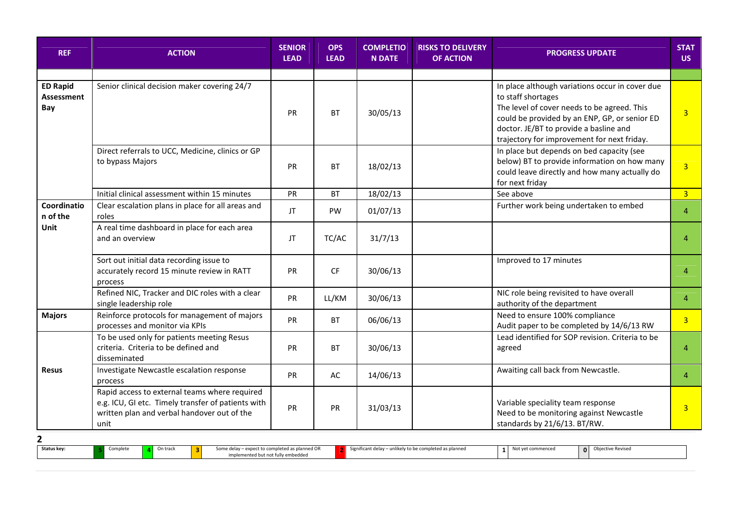| REF | ACTION | SENIOR LEAD | OPS LEAD | COMPLETION DATE | RISKS TO DELIVERY OF ACTION | PROGRESS UPDATE | STATUS |
|---|---|---|---|---|---|---|---|
| | | | | | | | |
| **ED Rapid Assessment Bay** | Senior clinical decision maker covering 24/7 | PR | BT | 30/05/13 | | In place although variations occur in cover due to staff shortages<br>The level of cover needs to be agreed. This could be provided by an ENP, GP, or senior ED doctor. JE/BT to provide a basline and trajectory for improvement for next friday. | 3 |
| | Direct referrals to UCC, Medicine, clinics or GP to bypass Majors | PR | BT | 18/02/13 | | In place but depends on bed capacity (see below) BT to provide information on how many could leave directly and how many actually do for next friday | 3 |
| | Initial clinical assessment within 15 minutes | PR | BT | 18/02/13 | | See above | 3 |
| **Coordination of the Unit** | Clear escalation plans in place for all areas and roles | JT | PW | 01/07/13 | | Further work being undertaken to embed | 4 |
| | A real time dashboard in place for each area and an overview | JT | TC/AC | 31/7/13 | | | 4 |
| | Sort out initial data recording issue to accurately record 15 minute review in RATT process | PR | CF | 30/06/13 | | Improved to 17 minutes | 4 |
| | Refined NIC, Tracker and DIC roles with a clear single leadership role | PR | LL/KM | 30/06/13 | | NIC role being revisited to have overall authority of the department | 4 |
| **Majors** | Reinforce protocols for management of majors processes and monitor via KPIs | PR | BT | 06/06/13 | | Need to ensure 100% compliance<br>Audit paper to be completed by 14/6/13 RW | 3 |
| **Resus** | To be used only for patients meeting Resus criteria. Criteria to be defined and disseminated | PR | BT | 30/06/13 | | Lead identified for SOP revision. Criteria to be agreed | 4 |
| | Investigate Newcastle escalation response process | PR | AC | 14/06/13 | | Awaiting call back from Newcastle. | 4 |
| | Rapid access to external teams where required e.g. ICU, GI etc. Timely transfer of patients with written plan and verbal handover out of the unit | PR | PR | 31/03/13 | | Variable speciality team response<br>Need to be monitoring against Newcastle standards by 21/6/13. BT/RW. | 3 |

| Status key: | 5 | Complete | 4 | On track | 3 | Some delay – expect to completed as planned OR implemented but not fully embedded | 2 | Significant delay – unlikely to be completed as planned | 1 | Not yet commenced | 0 | Objective Revised |
|---|---|---|---|---|---|---|---|---|---|---|---|---|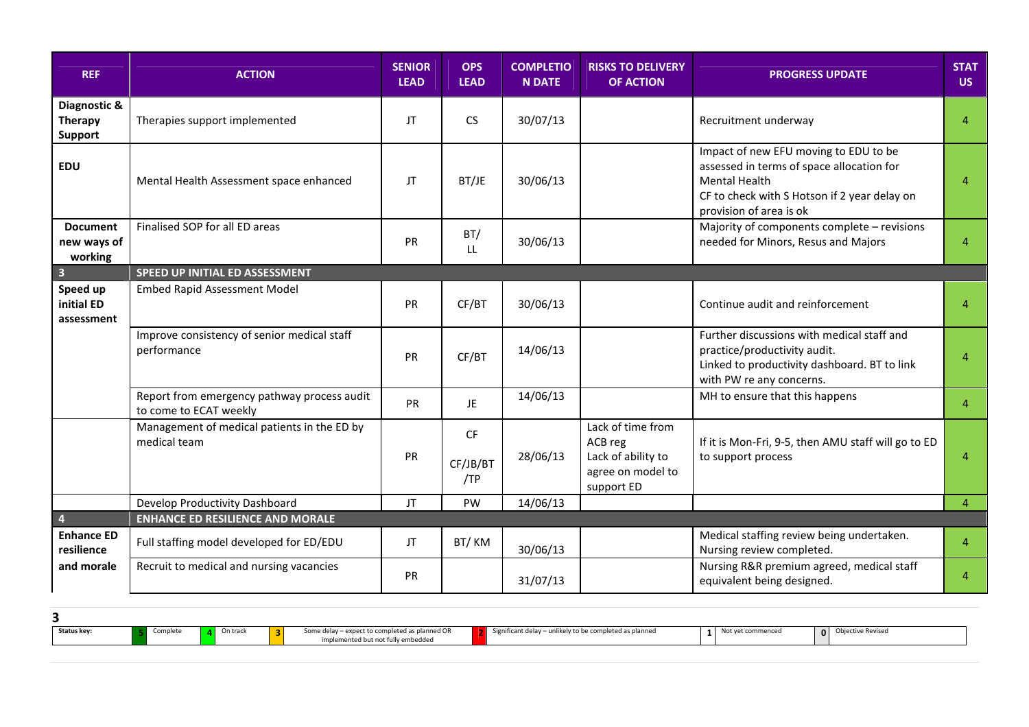| REF | ACTION | SENIOR LEAD | OPS LEAD | COMPLETION DATE | RISKS TO DELIVERY OF ACTION | PROGRESS UPDATE | STATUS |
|---|---|---|---|---|---|---|---|
| **Diagnostic & Therapy Support** | Therapies support implemented | JT | CS | 30/07/13 | | Recruitment underway | 4 |
| **EDU** | Mental Health Assessment space enhanced | JT | BT/JE | 30/06/13 | | Impact of new EFU moving to EDU to be assessed in terms of space allocation for Mental Health<br>CF to check with S Hotson if 2 year delay on provision of area is ok | 4 |
| **Document new ways of working** | Finalised SOP for all ED areas | PR | BT/ LL | 30/06/13 | | Majority of components complete – revisions needed for Minors, Resus and Majors | 4 |
| **3** | **SPEED UP INITIAL ED ASSESSMENT** | | | | | | |
| **Speed up initial ED assessment** | Embed Rapid Assessment Model | PR | CF/BT | 30/06/13 | | Continue audit and reinforcement | 4 |
| | Improve consistency of senior medical staff performance | PR | CF/BT | 14/06/13 | | Further discussions with medical staff and practice/productivity audit.<br>Linked to productivity dashboard. BT to link with PW re any concerns. | 4 |
| | Report from emergency pathway process audit to come to ECAT weekly | PR | JE | 14/06/13 | | MH to ensure that this happens | 4 |
| | Management of medical patients in the ED by medical team | PR | CF<br>CF/JB/BT /TP | 28/06/13 | Lack of time from ACB reg<br>Lack of ability to agree on model to support ED | If it is Mon-Fri, 9-5, then AMU staff will go to ED to support process | 4 |
| | Develop Productivity Dashboard | JT | PW | 14/06/13 | | | 4 |
| **4** | **ENHANCE ED RESILIENCE AND MORALE** | | | | | | |
| **Enhance ED resilience and morale** | Full staffing model developed for ED/EDU | JT | BT/ KM | 30/06/13 | | Medical staffing review being undertaken.<br>Nursing review completed. | 4 |
| | Recruit to medical and nursing vacancies | PR | | 31/07/13 | | Nursing R&R premium agreed, medical staff equivalent being designed. | 4 |

| Status key: | 5 | Complete | 4 | On track | 3 | Some delay – expect to completed as planned OR implemented but not fully embedded | 2 | Significant delay – unlikely to be completed as planned | 1 | Not yet commenced | 0 | Objective Revised |
|---|---|---|---|---|---|---|---|---|---|---|---|---|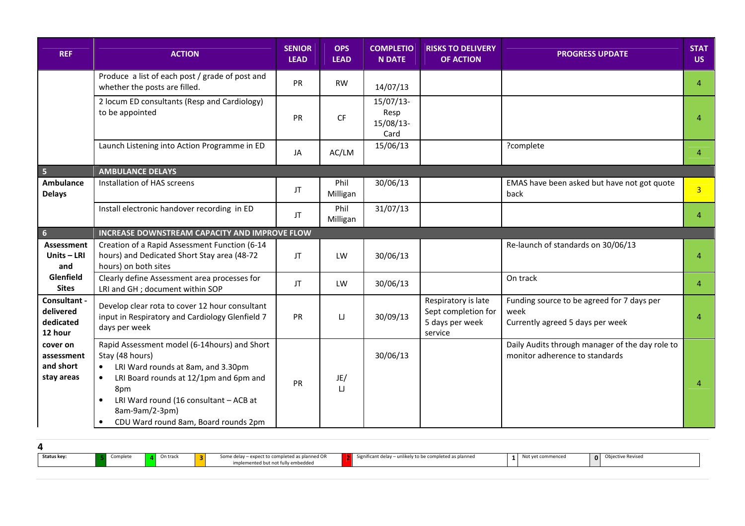| REF | ACTION | SENIOR LEAD | OPS LEAD | COMPLETION DATE | RISKS TO DELIVERY OF ACTION | PROGRESS UPDATE | STATUS |
|---|---|---|---|---|---|---|---|
| | Produce a list of each post / grade of post and whether the posts are filled. | PR | RW | 14/07/13 | | | 4 |
| | 2 locum ED consultants (Resp and Cardiology) to be appointed | PR | CF | 15/07/13- Resp 15/08/13- Card | | | 4 |
| | Launch Listening into Action Programme in ED | JA | AC/LM | 15/06/13 | | ?complete | 4 |
| **5** | **AMBULANCE DELAYS** | | | | | | |
| **Ambulance Delays** | Installation of HAS screens | JT | Phil Milligan | 30/06/13 | | EMAS have been asked but have not got quote back | 3 |
| | Install electronic handover recording in ED | JT | Phil Milligan | 31/07/13 | | | 4 |
| **6** | **INCREASE DOWNSTREAM CAPACITY AND IMPROVE FLOW** | | | | | | |
| **Assessment Units – LRI and Glenfield Sites** | Creation of a Rapid Assessment Function (6-14 hours) and Dedicated Short Stay area (48-72 hours) on both sites | JT | LW | 30/06/13 | | Re-launch of standards on 30/06/13 | 4 |
| | Clearly define Assessment area processes for LRI and GH ; document within SOP | JT | LW | 30/06/13 | | On track | 4 |
| **Consultant - delivered dedicated 12 hour cover on assessment and short stay areas** | Develop clear rota to cover 12 hour consultant input in Respiratory and Cardiology Glenfield 7 days per week | PR | LJ | 30/09/13 | Respiratory is late Sept completion for 5 days per week service | Funding source to be agreed for 7 days per week<br>Currently agreed 5 days per week | 4 |
| | Rapid Assessment model (6-14hours) and Short Stay (48 hours)<br>• LRI Ward rounds at 8am, and 3.30pm<br>• LRI Board rounds at 12/1pm and 6pm and 8pm<br>• LRI Ward round (16 consultant – ACB at 8am-9am/2-3pm)<br>• CDU Ward round 8am, Board rounds 2pm | PR | JE/ LJ | 30/06/13 | | Daily Audits through manager of the day role to monitor adherence to standards | 4 |

**Status key:** 5 Complete | 4 On track | 3 Some delay – expect to completed as planned OR implemented but not fully embedded | 2 Significant delay – unlikely to be completed as planned | 1 Not yet commenced | 0 Objective Revised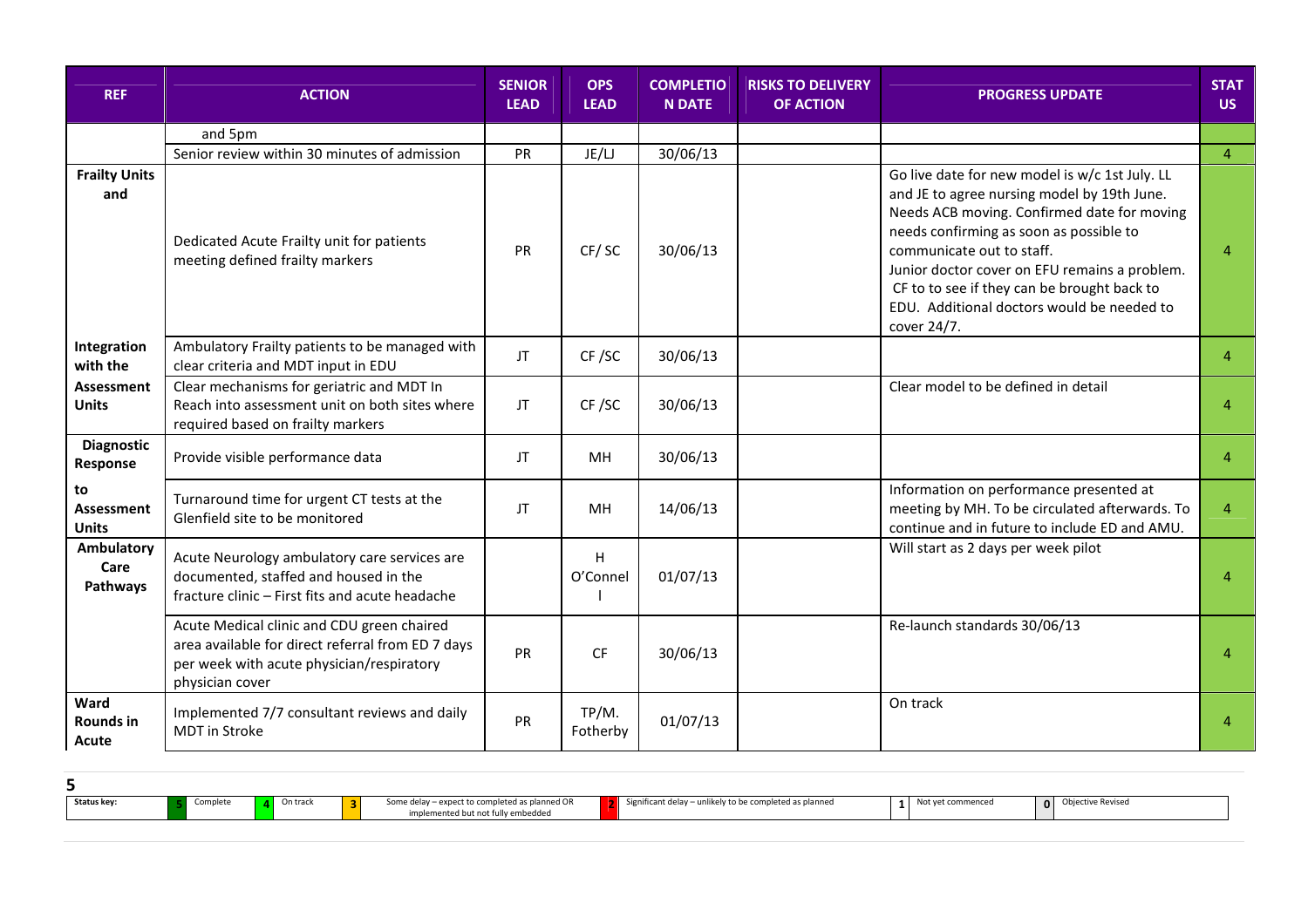| REF | ACTION | SENIOR LEAD | OPS LEAD | COMPLETION DATE | RISKS TO DELIVERY OF ACTION | PROGRESS UPDATE | STATUS |
|---|---|---|---|---|---|---|---|
| | and 5pm | | | | | | |
| | Senior review within 30 minutes of admission | PR | JE/LJ | 30/06/13 | | | 4 |
| **Frailty Units and** | Dedicated Acute Frailty unit for patients meeting defined frailty markers | PR | CF/ SC | 30/06/13 | | Go live date for new model is w/c 1st July. LL and JE to agree nursing model by 19th June. Needs ACB moving. Confirmed date for moving needs confirming as soon as possible to communicate out to staff. Junior doctor cover on EFU remains a problem. CF to to see if they can be brought back to EDU. Additional doctors would be needed to cover 24/7. | 4 |
| **Integration with the** | Ambulatory Frailty patients to be managed with clear criteria and MDT input in EDU | JT | CF /SC | 30/06/13 | | | 4 |
| **Assessment Units** | Clear mechanisms for geriatric and MDT In Reach into assessment unit on both sites where required based on frailty markers | JT | CF /SC | 30/06/13 | | Clear model to be defined in detail | 4 |
| **Diagnostic Response** | Provide visible performance data | JT | MH | 30/06/13 | | | 4 |
| **to Assessment Units** | Turnaround time for urgent CT tests at the Glenfield site to be monitored | JT | MH | 14/06/13 | | Information on performance presented at meeting by MH. To be circulated afterwards. To continue and in future to include ED and AMU. | 4 |
| **Ambulatory Care Pathways** | Acute Neurology ambulatory care services are documented, staffed and housed in the fracture clinic – First fits and acute headache | | H O'Connell | 01/07/13 | | Will start as 2 days per week pilot | 4 |
| | Acute Medical clinic and CDU green chaired area available for direct referral from ED 7 days per week with acute physician/respiratory physician cover | PR | CF | 30/06/13 | | Re-launch standards 30/06/13 | 4 |
| **Ward Rounds in Acute** | Implemented 7/7 consultant reviews and daily MDT in Stroke | PR | TP/M. Fotherby | 01/07/13 | | On track | 4 |

| Status key: | 5 | Complete | 4 | On track | 3 | Some delay – expect to completed as planned OR implemented but not fully embedded | 2 | Significant delay – unlikely to be completed as planned | 1 | Not yet commenced | 0 | Objective Revised |
|---|---|---|---|---|---|---|---|---|---|---|---|---|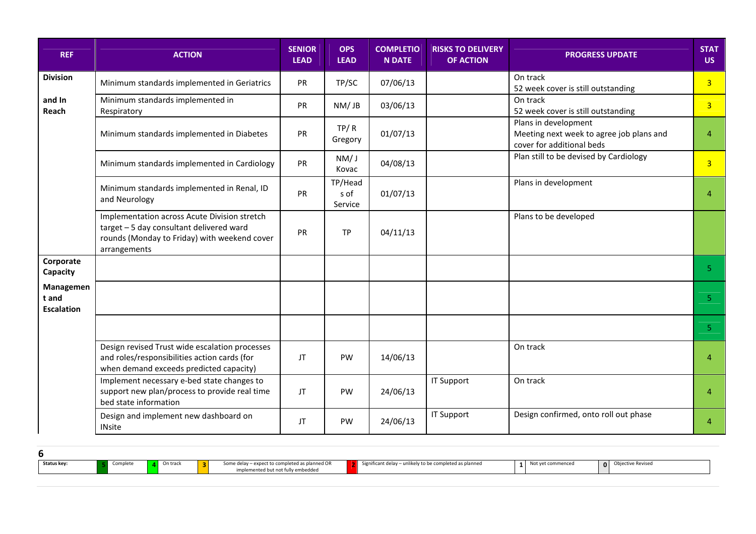| REF | ACTION | SENIOR LEAD | OPS LEAD | COMPLETION DATE | RISKS TO DELIVERY OF ACTION | PROGRESS UPDATE | STATUS |
|---|---|---|---|---|---|---|---|
| **Division** | Minimum standards implemented in Geriatrics | PR | TP/SC | 07/06/13 | | On track<br>52 week cover is still outstanding | 3 |
| **and In Reach** | Minimum standards implemented in Respiratory | PR | NM/ JB | 03/06/13 | | On track<br>52 week cover is still outstanding | 3 |
| | Minimum standards implemented in Diabetes | PR | TP/ R Gregory | 01/07/13 | | Plans in development<br>Meeting next week to agree job plans and cover for additional beds | 4 |
| | Minimum standards implemented in Cardiology | PR | NM/ J Kovac | 04/08/13 | | Plan still to be devised by Cardiology | 3 |
| | Minimum standards implemented in Renal, ID and Neurology | PR | TP/Heads of Service | 01/07/13 | | Plans in development | 4 |
| | Implementation across Acute Division stretch target – 5 day consultant delivered ward rounds (Monday to Friday) with weekend cover arrangements | PR | TP | 04/11/13 | | Plans to be developed | |
| **Corporate Capacity** | | | | | | | 5 |
| **Management and Escalation** | | | | | | | 5 |
| | | | | | | | 5 |
| | Design revised Trust wide escalation processes and roles/responsibilities action cards (for when demand exceeds predicted capacity) | JT | PW | 14/06/13 | | On track | 4 |
| | Implement necessary e-bed state changes to support new plan/process to provide real time bed state information | JT | PW | 24/06/13 | IT Support | On track | 4 |
| | Design and implement new dashboard on INsite | JT | PW | 24/06/13 | IT Support | Design confirmed, onto roll out phase | 4 |

| Status key: | 5 | Complete | 4 | On track | 3 | Some delay – expect to completed as planned OR implemented but not fully embedded | 2 | Significant delay – unlikely to be completed as planned | 1 | Not yet commenced | 0 | Objective Revised |
|---|---|---|---|---|---|---|---|---|---|---|---|---|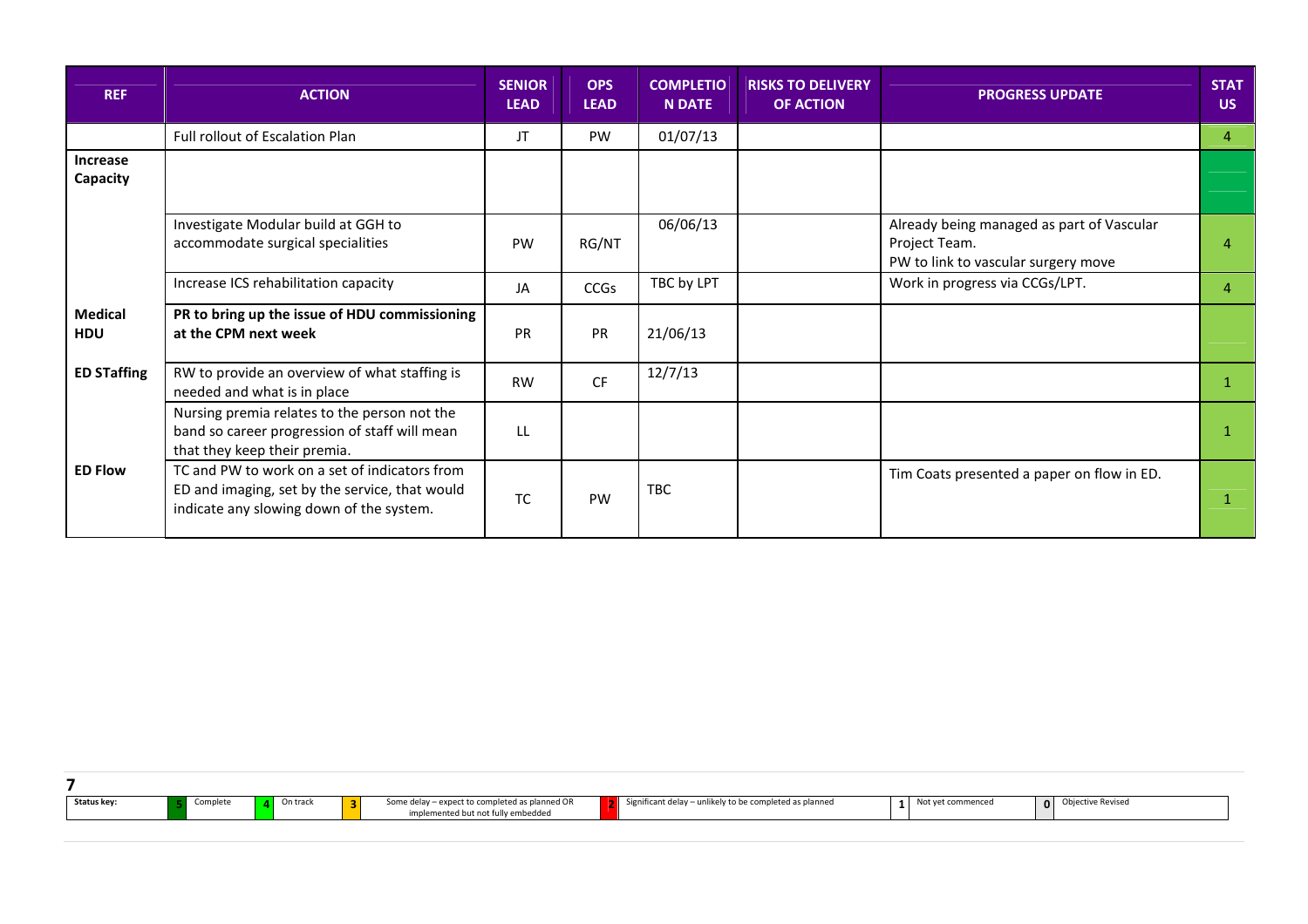| REF | ACTION | SENIOR LEAD | OPS LEAD | COMPLETION DATE | RISKS TO DELIVERY OF ACTION | PROGRESS UPDATE | STATUS |
|---|---|---|---|---|---|---|---|
| | Full rollout of Escalation Plan | JT | PW | 01/07/13 | | | 4 |
| **Increase Capacity** | | | | | | | |
| | Investigate Modular build at GGH to accommodate surgical specialities | PW | RG/NT | 06/06/13 | | Already being managed as part of Vascular Project Team. PW to link to vascular surgery move | 4 |
| | Increase ICS rehabilitation capacity | JA | CCGs | TBC by LPT | | Work in progress via CCGs/LPT. | 4 |
| **Medical HDU** | **PR to bring up the issue of HDU commissioning at the CPM next week** | PR | PR | 21/06/13 | | | |
| **ED STaffing** | RW to provide an overview of what staffing is needed and what is in place | RW | CF | 12/7/13 | | | 1 |
| | Nursing premia relates to the person not the band so career progression of staff will mean that they keep their premia. | LL | | | | | 1 |
| **ED Flow** | TC and PW to work on a set of indicators from ED and imaging, set by the service, that would indicate any slowing down of the system. | TC | PW | TBC | | Tim Coats presented a paper on flow in ED. | 1 |

| Status key: | 5 | Complete | 4 | On track | 3 | Some delay – expect to completed as planned OR implemented but not fully embedded | 2 | Significant delay – unlikely to be completed as planned | 1 | Not yet commenced | 0 | Objective Revised |
|---|---|---|---|---|---|---|---|---|---|---|---|---|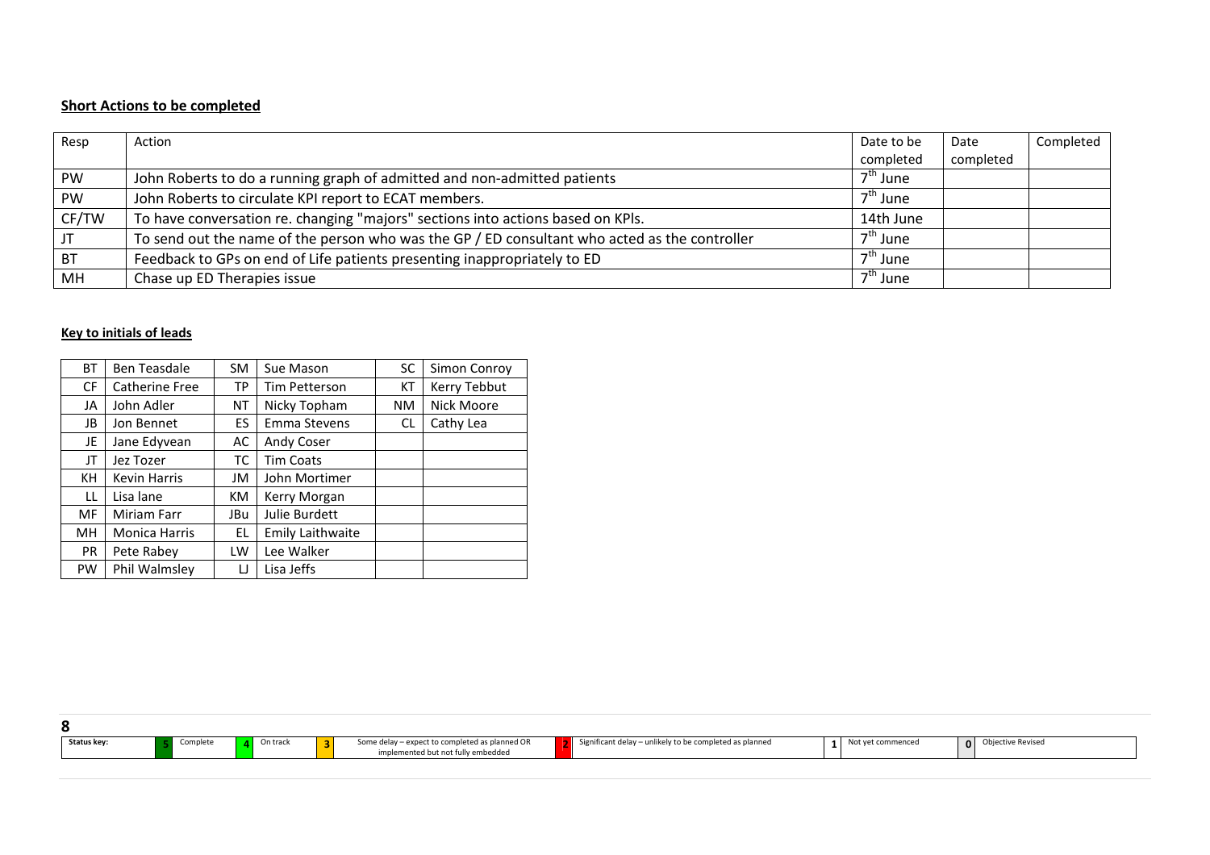**Short Actions to be completed**

| Resp | Action | Date to be completed | Date completed | Completed |
|---|---|---|---|---|
| PW | John Roberts to do a running graph of admitted and non-admitted patients | 7th June | | |
| PW | John Roberts to circulate KPI report to ECAT members. | 7th June | | |
| CF/TW | To have conversation re. changing "majors" sections into actions based on KPIs. | 14th June | | |
| JT | To send out the name of the person who was the GP / ED consultant who acted as the controller | 7th June | | |
| BT | Feedback to GPs on end of Life patients presenting inappropriately to ED | 7th June | | |
| MH | Chase up ED Therapies issue | 7th June | | |

**Key to initials of leads**

| | | | | | |
|---|---|---|---|---|---|
| BT | Ben Teasdale | SM | Sue Mason | SC | Simon Conroy |
| CF | Catherine Free | TP | Tim Petterson | KT | Kerry Tebbut |
| JA | John Adler | NT | Nicky Topham | NM | Nick Moore |
| JB | Jon Bennet | ES | Emma Stevens | CL | Cathy Lea |
| JE | Jane Edyvean | AC | Andy Coser | | |
| JT | Jez Tozer | TC | Tim Coats | | |
| KH | Kevin Harris | JM | John Mortimer | | |
| LL | Lisa lane | KM | Kerry Morgan | | |
| MF | Miriam Farr | JBu | Julie Burdett | | |
| MH | Monica Harris | EL | Emily Laithwaite | | |
| PR | Pete Rabey | LW | Lee Walker | | |
| PW | Phil Walmsley | LJ | Lisa Jeffs | | |

| Status key: | 5 | Complete | 4 | On track | 3 | Some delay – expect to completed as planned OR implemented but not fully embedded | 2 | Significant delay – unlikely to be completed as planned | 1 | Not yet commenced | 0 | Objective Revised |
|---|---|---|---|---|---|---|---|---|---|---|---|---|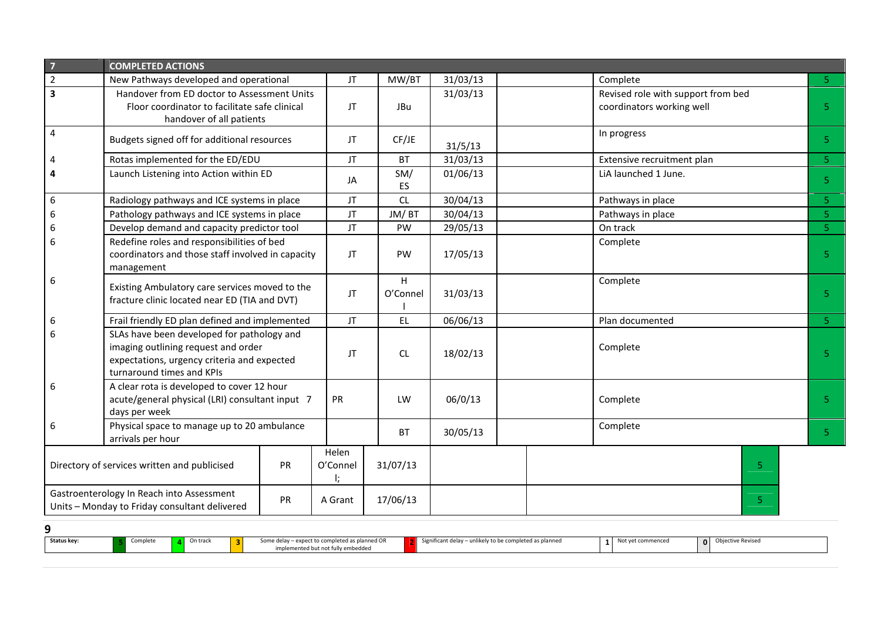| 7 | COMPLETED ACTIONS | | | | | | |
|---|---|---|---|---|---|---|---|
| 2 | New Pathways developed and operational | JT | MW/BT | 31/03/13 | | Complete | 5 |
| 3 | Handover from ED doctor to Assessment Units Floor coordinator to facilitate safe clinical handover of all patients | JT | JBu | 31/03/13 | | Revised role with support from bed coordinators working well | 5 |
| 4 | Budgets signed off for additional resources | JT | CF/JE | 31/5/13 | | In progress | 5 |
| 4 | Rotas implemented for the ED/EDU | JT | BT | 31/03/13 | | Extensive recruitment plan | 5 |
| 4 | Launch Listening into Action within ED | JA | SM/ ES | 01/06/13 | | LiA launched 1 June. | 5 |
| 6 | Radiology pathways and ICE systems in place | JT | CL | 30/04/13 | | Pathways in place | 5 |
| 6 | Pathology pathways and ICE systems in place | JT | JM/ BT | 30/04/13 | | Pathways in place | 5 |
| 6 | Develop demand and capacity predictor tool | JT | PW | 29/05/13 | | On track | 5 |
| 6 | Redefine roles and responsibilities of bed coordinators and those staff involved in capacity management | JT | PW | 17/05/13 | | Complete | 5 |
| 6 | Existing Ambulatory care services moved to the fracture clinic located near ED (TIA and DVT) | JT | H O'Connell | 31/03/13 | | Complete | 5 |
| 6 | Frail friendly ED plan defined and implemented | JT | EL | 06/06/13 | | Plan documented | 5 |
| 6 | SLAs have been developed for pathology and imaging outlining request and order expectations, urgency criteria and expected turnaround times and KPIs | JT | CL | 18/02/13 | | Complete | 5 |
| 6 | A clear rota is developed to cover 12 hour acute/general physical (LRI) consultant input 7 days per week | PR | LW | 06/0/13 | | Complete | 5 |
| 6 | Physical space to manage up to 20 ambulance arrivals per hour | | BT | 30/05/13 | | Complete | 5 |
| | Directory of services written and publicised | PR | Helen O'Connell; | 31/07/13 | | | 5 |
| | Gastroenterology In Reach into Assessment Units – Monday to Friday consultant delivered | PR | A Grant | 17/06/13 | | | 5 |

**9**

| Status key: | 5 | Complete | 4 | On track | 3 | Some delay – expect to completed as planned OR implemented but not fully embedded | 2 | Significant delay – unlikely to be completed as planned | 1 | Not yet commenced | 0 | Objective Revised |
|---|---|---|---|---|---|---|---|---|---|---|---|---|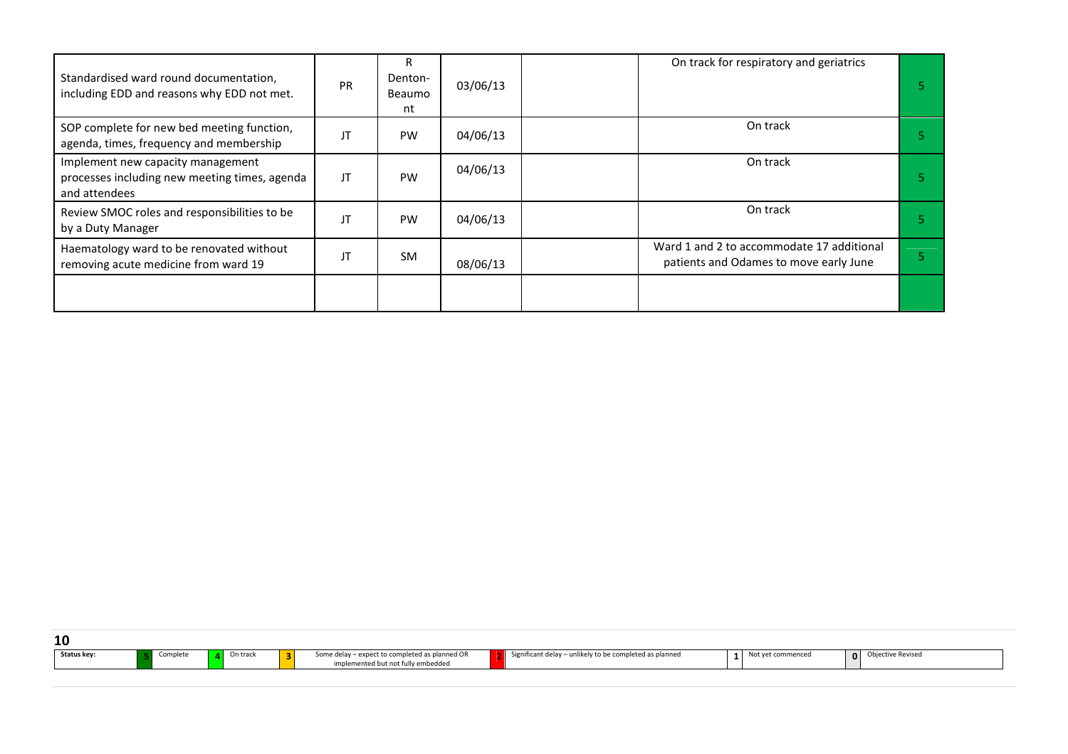| | | | | | | |
|---|---|---|---|---|---|---|
| Standardised ward round documentation, including EDD and reasons why EDD not met. | PR | R Denton-Beaumont | 03/06/13 | | On track for respiratory and geriatrics | 5 |
| SOP complete for new bed meeting function, agenda, times, frequency and membership | JT | PW | 04/06/13 | | On track | 5 |
| Implement new capacity management processes including new meeting times, agenda and attendees | JT | PW | 04/06/13 | | On track | 5 |
| Review SMOC roles and responsibilities to be by a Duty Manager | JT | PW | 04/06/13 | | On track | 5 |
| Haematology ward to be renovated without removing acute medicine from ward 19 | JT | SM | 08/06/13 | | Ward 1 and 2 to accommodate 17 additional patients and Odames to move early June | 5 |
| | | | | | | |

| Status key: | 5 | Complete | 4 | On track | 3 | Some delay – expect to completed as planned OR implemented but not fully embedded | 2 | Significant delay – unlikely to be completed as planned | 1 | Not yet commenced | 0 | Objective Revised |
|---|---|---|---|---|---|---|---|---|---|---|---|---|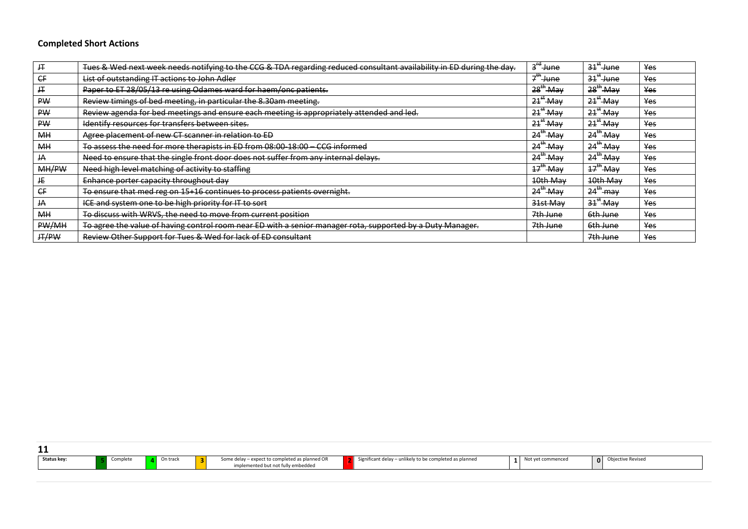## Completed Short Actions

| | | | | |
|---|---|---|---|---|
| ~~JT~~ | ~~Tues & Wed next week needs notifying to the CCG & TDA regarding reduced consultant availability in ED during the day.~~ | ~~3rd June~~ | ~~31st June~~ | ~~Yes~~ |
| ~~CF~~ | ~~List of outstanding IT actions to John Adler~~ | ~~7th June~~ | ~~31st June~~ | ~~Yes~~ |
| ~~JT~~ | ~~Paper to ET 28/05/13 re using Odames ward for haem/onc patients.~~ | ~~28th May~~ | ~~28th May~~ | ~~Yes~~ |
| ~~PW~~ | ~~Review timings of bed meeting, in particular the 8.30am meeting.~~ | ~~21st May~~ | ~~21st May~~ | ~~Yes~~ |
| ~~PW~~ | ~~Review agenda for bed meetings and ensure each meeting is appropriately attended and led.~~ | ~~21st May~~ | ~~21st May~~ | ~~Yes~~ |
| ~~PW~~ | ~~Identify resources for transfers between sites.~~ | ~~21st May~~ | ~~21st May~~ | ~~Yes~~ |
| ~~MH~~ | ~~Agree placement of new CT scanner in relation to ED~~ | ~~24th May~~ | ~~24th May~~ | ~~Yes~~ |
| ~~MH~~ | ~~To assess the need for more therapists in ED from 08:00-18:00 – CCG informed~~ | ~~24th May~~ | ~~24th May~~ | ~~Yes~~ |
| ~~JA~~ | ~~Need to ensure that the single front door does not suffer from any internal delays.~~ | ~~24th May~~ | ~~24th May~~ | ~~Yes~~ |
| ~~MH/PW~~ | ~~Need high level matching of activity to staffing~~ | ~~17th May~~ | ~~17th May~~ | ~~Yes~~ |
| ~~JE~~ | ~~Enhance porter capacity throughout day~~ | ~~10th May~~ | ~~10th May~~ | ~~Yes~~ |
| ~~CF~~ | ~~To ensure that med reg on 15+16 continues to process patients overnight.~~ | ~~24th May~~ | ~~24th may~~ | ~~Yes~~ |
| ~~JA~~ | ~~ICE and system one to be high priority for IT to sort~~ | ~~31st May~~ | ~~31st May~~ | ~~Yes~~ |
| ~~MH~~ | ~~To discuss with WRVS, the need to move from current position~~ | ~~7th June~~ | ~~6th June~~ | ~~Yes~~ |
| ~~PW/MH~~ | ~~To agree the value of having control room near ED with a senior manager rota, supported by a Duty Manager.~~ | ~~7th June~~ | ~~6th June~~ | ~~Yes~~ |
| ~~JT/PW~~ | ~~Review Other Support for Tues & Wed for lack of ED consultant~~ | | ~~7th June~~ | ~~Yes~~ |

| Status key: | 5 | Complete | 4 | On track | 3 | Some delay – expect to completed as planned OR implemented but not fully embedded | 2 | Significant delay – unlikely to be completed as planned | 1 | Not yet commenced | 0 | Objective Revised |
|---|---|---|---|---|---|---|---|---|---|---|---|---|